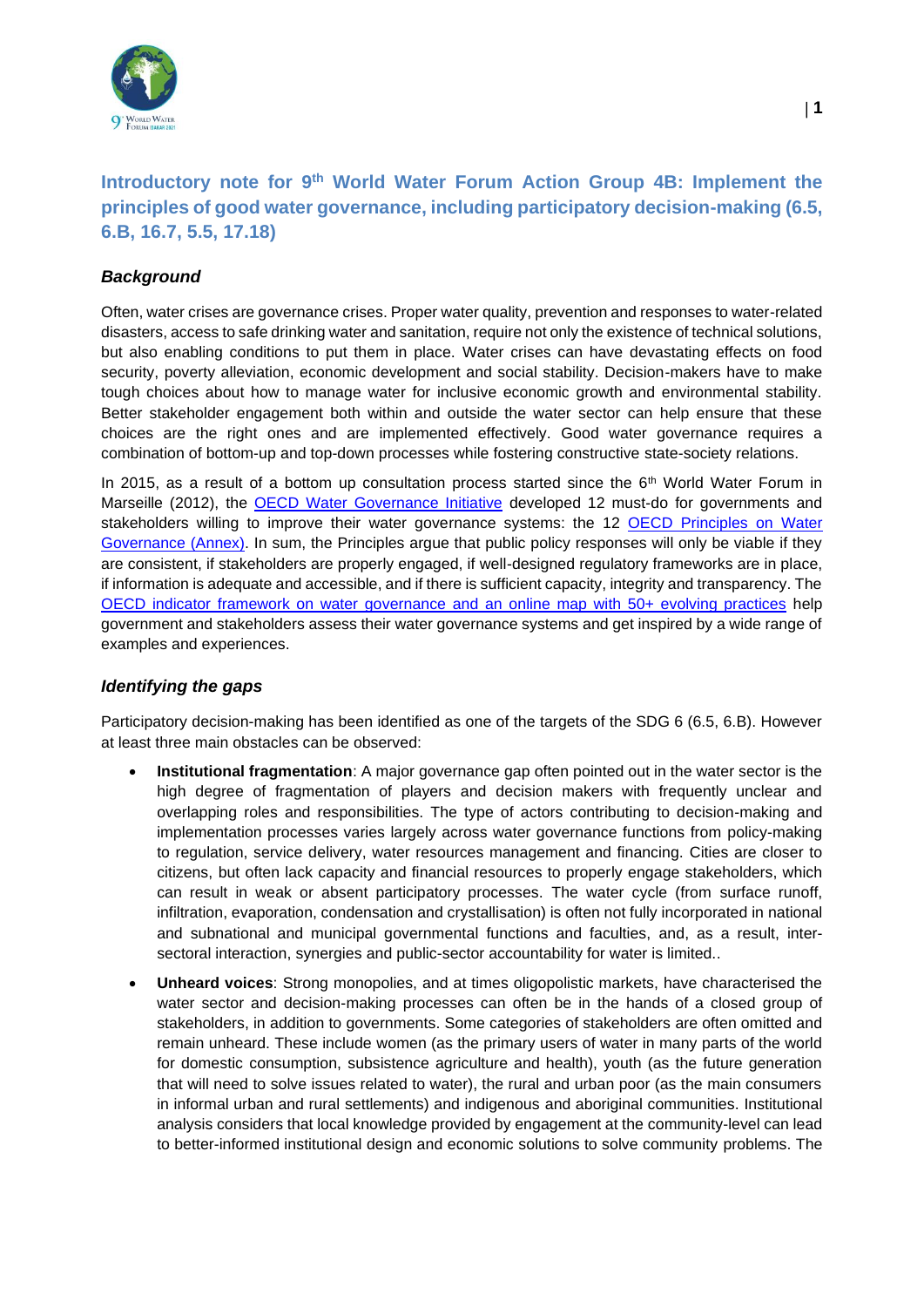## Introductory note for 9th World Water Forum Action Group 4B: Implement the principles of good water governance, including participatory decision-making (6.5, 6.B, 16.7, 5.5, 17.18)

### *Background*

Often, water crises are governance crises. Proper water quality, prevention and responses to water-related disasters, access to safe drinking water and sanitation, require not only the existence of technical solutions, but also enabling conditions to put them in place. Water crises can have devastating effects on food security, poverty alleviation, economic development and social stability. Decision-makers have to make tough choices about how to manage water for inclusive economic growth and environmental stability. Better stakeholder engagement both within and outside the water sector can help ensure that these choices are the right ones and are implemented effectively. Good water governance requires a combination of bottom-up and top-down processes while fostering constructive state-society relations.

In 2015, as a result of a bottom up consultation process started since the 6th World Water Forum in Marseille (2012), the OECD Water Governance Initiative developed 12 must-do for governments and stakeholders willing to improve their water governance systems: the 12 OECD Principles on Water Governance (Annex). In sum, the Principles argue that public policy responses will only be viable if they are consistent, if stakeholders are properly engaged, if well-designed regulatory frameworks are in place, if information is adequate and accessible, and if there is sufficient capacity, integrity and transparency. The OECD indicator framework on water governance and an online map with 50+ evolving practices help government and stakeholders assess their water governance systems and get inspired by a wide range of examples and experiences.

### *Identifying the gaps*

Participatory decision-making has been identified as one of the targets of the SDG 6 (6.5, 6.B). However at least three main obstacles can be observed:

- **Institutional fragmentation**: A major governance gap often pointed out in the water sector is the high degree of fragmentation of players and decision makers with frequently unclear and overlapping roles and responsibilities. The type of actors contributing to decision-making and implementation processes varies largely across water governance functions from policy-making to regulation, service delivery, water resources management and financing. Cities are closer to citizens, but often lack capacity and financial resources to properly engage stakeholders, which can result in weak or absent participatory processes. The water cycle (from surface runoff, infiltration, evaporation, condensation and crystallisation) is often not fully incorporated in national and subnational and municipal governmental functions and faculties, and, as a result, inter-sectoral interaction, synergies and public-sector accountability for water is limited..
- **Unheard voices**: Strong monopolies, and at times oligopolistic markets, have characterised the water sector and decision-making processes can often be in the hands of a closed group of stakeholders, in addition to governments. Some categories of stakeholders are often omitted and remain unheard. These include women (as the primary users of water in many parts of the world for domestic consumption, subsistence agriculture and health), youth (as the future generation that will need to solve issues related to water), the rural and urban poor (as the main consumers in informal urban and rural settlements) and indigenous and aboriginal communities. Institutional analysis considers that local knowledge provided by engagement at the community-level can lead to better-informed institutional design and economic solutions to solve community problems. The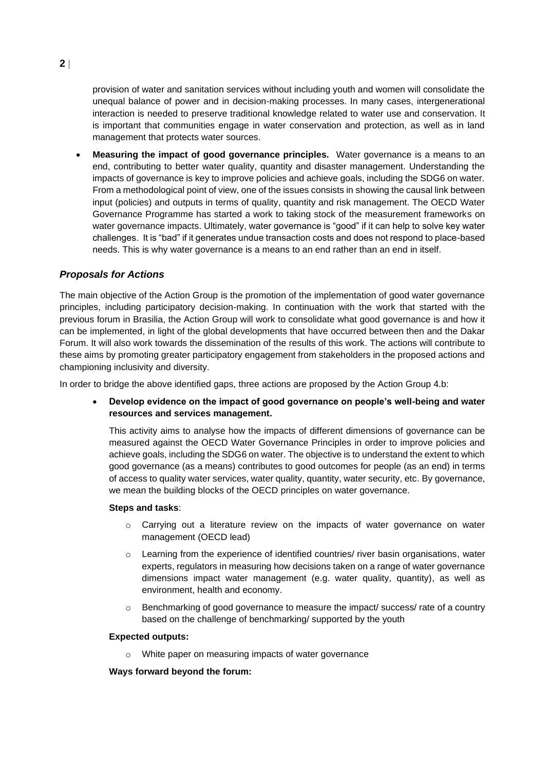provision of water and sanitation services without including youth and women will consolidate the unequal balance of power and in decision-making processes. In many cases, intergenerational interaction is needed to preserve traditional knowledge related to water use and conservation. It is important that communities engage in water conservation and protection, as well as in land management that protects water sources.

- **Measuring the impact of good governance principles.** Water governance is a means to an end, contributing to better water quality, quantity and disaster management. Understanding the impacts of governance is key to improve policies and achieve goals, including the SDG6 on water. From a methodological point of view, one of the issues consists in showing the causal link between input (policies) and outputs in terms of quality, quantity and risk management. The OECD Water Governance Programme has started a work to taking stock of the measurement frameworks on water governance impacts. Ultimately, water governance is "good" if it can help to solve key water challenges. It is "bad" if it generates undue transaction costs and does not respond to place-based needs. This is why water governance is a means to an end rather than an end in itself.

### *Proposals for Actions*

The main objective of the Action Group is the promotion of the implementation of good water governance principles, including participatory decision-making. In continuation with the work that started with the previous forum in Brasilia, the Action Group will work to consolidate what good governance is and how it can be implemented, in light of the global developments that have occurred between then and the Dakar Forum. It will also work towards the dissemination of the results of this work. The actions will contribute to these aims by promoting greater participatory engagement from stakeholders in the proposed actions and championing inclusivity and diversity.

In order to bridge the above identified gaps, three actions are proposed by the Action Group 4.b:

- **Develop evidence on the impact of good governance on people's well-being and water resources and services management.**

  This activity aims to analyse how the impacts of different dimensions of governance can be measured against the OECD Water Governance Principles in order to improve policies and achieve goals, including the SDG6 on water. The objective is to understand the extent to which good governance (as a means) contributes to good outcomes for people (as an end) in terms of access to quality water services, water quality, quantity, water security, etc. By governance, we mean the building blocks of the OECD principles on water governance.

  **Steps and tasks**:

  - Carrying out a literature review on the impacts of water governance on water management (OECD lead)
  - Learning from the experience of identified countries/ river basin organisations, water experts, regulators in measuring how decisions taken on a range of water governance dimensions impact water management (e.g. water quality, quantity), as well as environment, health and economy.
  - Benchmarking of good governance to measure the impact/ success/ rate of a country based on the challenge of benchmarking/ supported by the youth

  **Expected outputs:**

  - White paper on measuring impacts of water governance

  **Ways forward beyond the forum:**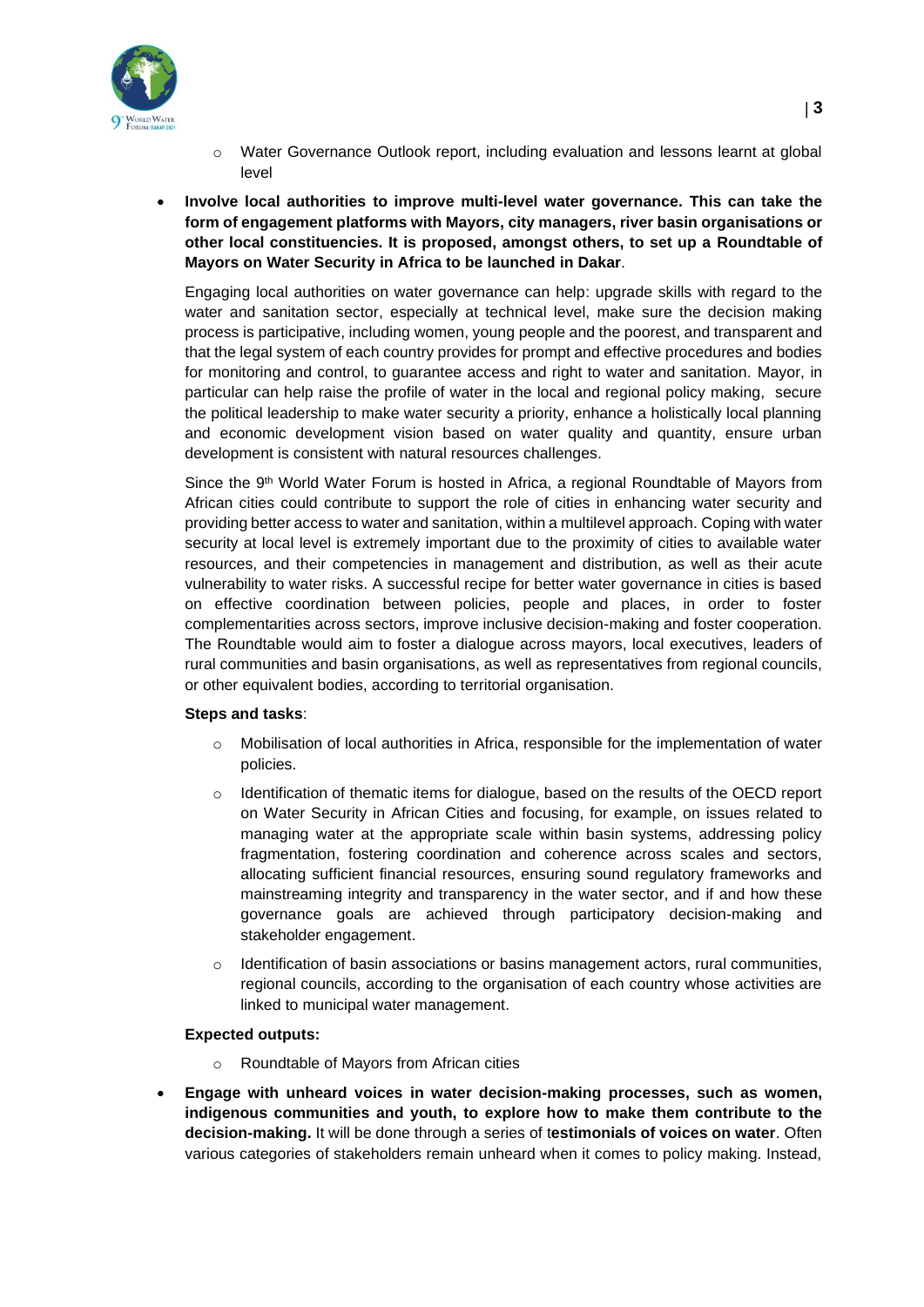- Water Governance Outlook report, including evaluation and lessons learnt at global level

- **Involve local authorities to improve multi-level water governance. This can take the form of engagement platforms with Mayors, city managers, river basin organisations or other local constituencies. It is proposed, amongst others, to set up a Roundtable of Mayors on Water Security in Africa to be launched in Dakar**.

  Engaging local authorities on water governance can help: upgrade skills with regard to the water and sanitation sector, especially at technical level, make sure the decision making process is participative, including women, young people and the poorest, and transparent and that the legal system of each country provides for prompt and effective procedures and bodies for monitoring and control, to guarantee access and right to water and sanitation. Mayor, in particular can help raise the profile of water in the local and regional policy making, secure the political leadership to make water security a priority, enhance a holistically local planning and economic development vision based on water quality and quantity, ensure urban development is consistent with natural resources challenges.

  Since the 9th World Water Forum is hosted in Africa, a regional Roundtable of Mayors from African cities could contribute to support the role of cities in enhancing water security and providing better access to water and sanitation, within a multilevel approach. Coping with water security at local level is extremely important due to the proximity of cities to available water resources, and their competencies in management and distribution, as well as their acute vulnerability to water risks. A successful recipe for better water governance in cities is based on effective coordination between policies, people and places, in order to foster complementarities across sectors, improve inclusive decision-making and foster cooperation. The Roundtable would aim to foster a dialogue across mayors, local executives, leaders of rural communities and basin organisations, as well as representatives from regional councils, or other equivalent bodies, according to territorial organisation.

  **Steps and tasks**:

    - Mobilisation of local authorities in Africa, responsible for the implementation of water policies.
    - Identification of thematic items for dialogue, based on the results of the OECD report on Water Security in African Cities and focusing, for example, on issues related to managing water at the appropriate scale within basin systems, addressing policy fragmentation, fostering coordination and coherence across scales and sectors, allocating sufficient financial resources, ensuring sound regulatory frameworks and mainstreaming integrity and transparency in the water sector, and if and how these governance goals are achieved through participatory decision-making and stakeholder engagement.
    - Identification of basin associations or basins management actors, rural communities, regional councils, according to the organisation of each country whose activities are linked to municipal water management.

  **Expected outputs:**

    - Roundtable of Mayors from African cities

- **Engage with unheard voices in water decision-making processes, such as women, indigenous communities and youth, to explore how to make them contribute to the decision-making.** It will be done through a series of t**estimonials of voices on water**. Often various categories of stakeholders remain unheard when it comes to policy making. Instead,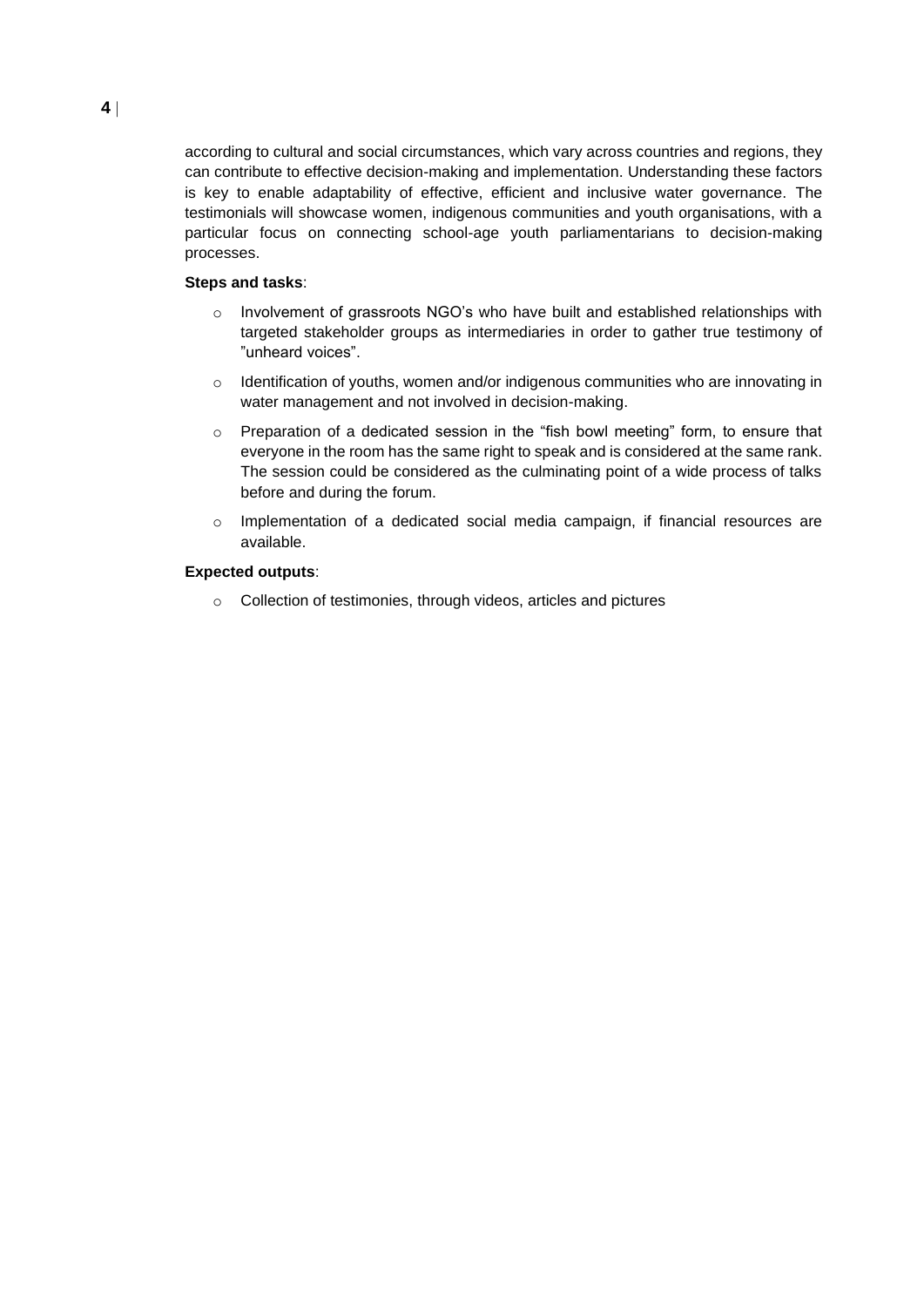according to cultural and social circumstances, which vary across countries and regions, they can contribute to effective decision-making and implementation. Understanding these factors is key to enable adaptability of effective, efficient and inclusive water governance. The testimonials will showcase women, indigenous communities and youth organisations, with a particular focus on connecting school-age youth parliamentarians to decision-making processes.

**Steps and tasks**:

- Involvement of grassroots NGO's who have built and established relationships with targeted stakeholder groups as intermediaries in order to gather true testimony of "unheard voices".
- Identification of youths, women and/or indigenous communities who are innovating in water management and not involved in decision-making.
- Preparation of a dedicated session in the "fish bowl meeting" form, to ensure that everyone in the room has the same right to speak and is considered at the same rank. The session could be considered as the culminating point of a wide process of talks before and during the forum.
- Implementation of a dedicated social media campaign, if financial resources are available.

**Expected outputs**:

- Collection of testimonies, through videos, articles and pictures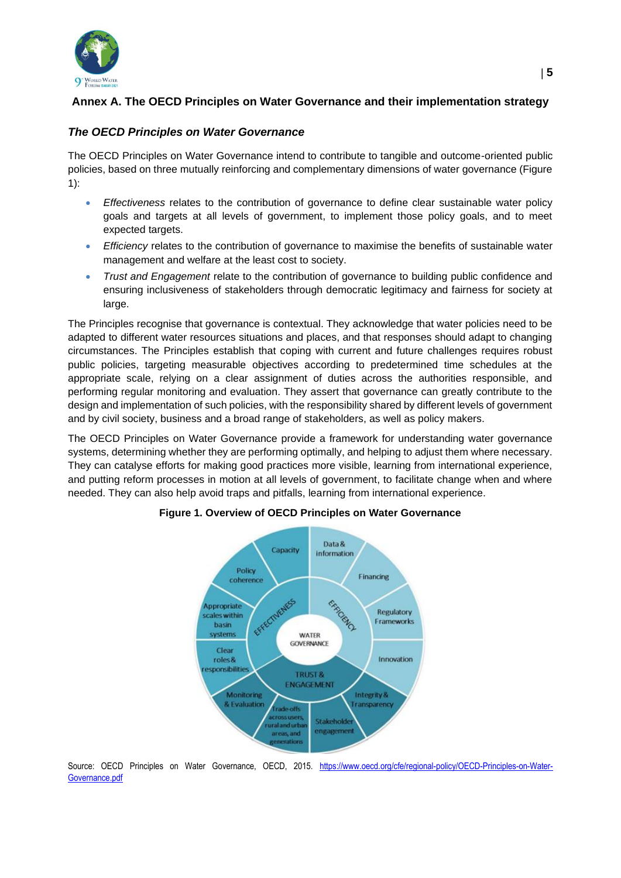## Annex A. The OECD Principles on Water Governance and their implementation strategy

### *The OECD Principles on Water Governance*

The OECD Principles on Water Governance intend to contribute to tangible and outcome-oriented public policies, based on three mutually reinforcing and complementary dimensions of water governance (Figure 1):

- *Effectiveness* relates to the contribution of governance to define clear sustainable water policy goals and targets at all levels of government, to implement those policy goals, and to meet expected targets.
- *Efficiency* relates to the contribution of governance to maximise the benefits of sustainable water management and welfare at the least cost to society.
- *Trust and Engagement* relate to the contribution of governance to building public confidence and ensuring inclusiveness of stakeholders through democratic legitimacy and fairness for society at large.

The Principles recognise that governance is contextual. They acknowledge that water policies need to be adapted to different water resources situations and places, and that responses should adapt to changing circumstances. The Principles establish that coping with current and future challenges requires robust public policies, targeting measurable objectives according to predetermined time schedules at the appropriate scale, relying on a clear assignment of duties across the authorities responsible, and performing regular monitoring and evaluation. They assert that governance can greatly contribute to the design and implementation of such policies, with the responsibility shared by different levels of government and by civil society, business and a broad range of stakeholders, as well as policy makers.

The OECD Principles on Water Governance provide a framework for understanding water governance systems, determining whether they are performing optimally, and helping to adjust them where necessary. They can catalyse efforts for making good practices more visible, learning from international experience, and putting reform processes in motion at all levels of government, to facilitate change when and where needed. They can also help avoid traps and pitfalls, learning from international experience.

**Figure 1. Overview of OECD Principles on Water Governance**

WATER GOVERNANCE
EFFECTIVENESS
EFFICIENCY
TRUST & ENGAGEMENT
Capacity
Data & information
Financing
Regulatory Frameworks
Innovation
Integrity & Transparency
Stakeholder engagement
Trade-offs across users, rural and urban areas, and generations
Monitoring & Evaluation
Clear roles & responsibilities
Appropriate scales within basin systems
Policy coherence

Source: OECD Principles on Water Governance, OECD, 2015. https://www.oecd.org/cfe/regional-policy/OECD-Principles-on-Water-Governance.pdf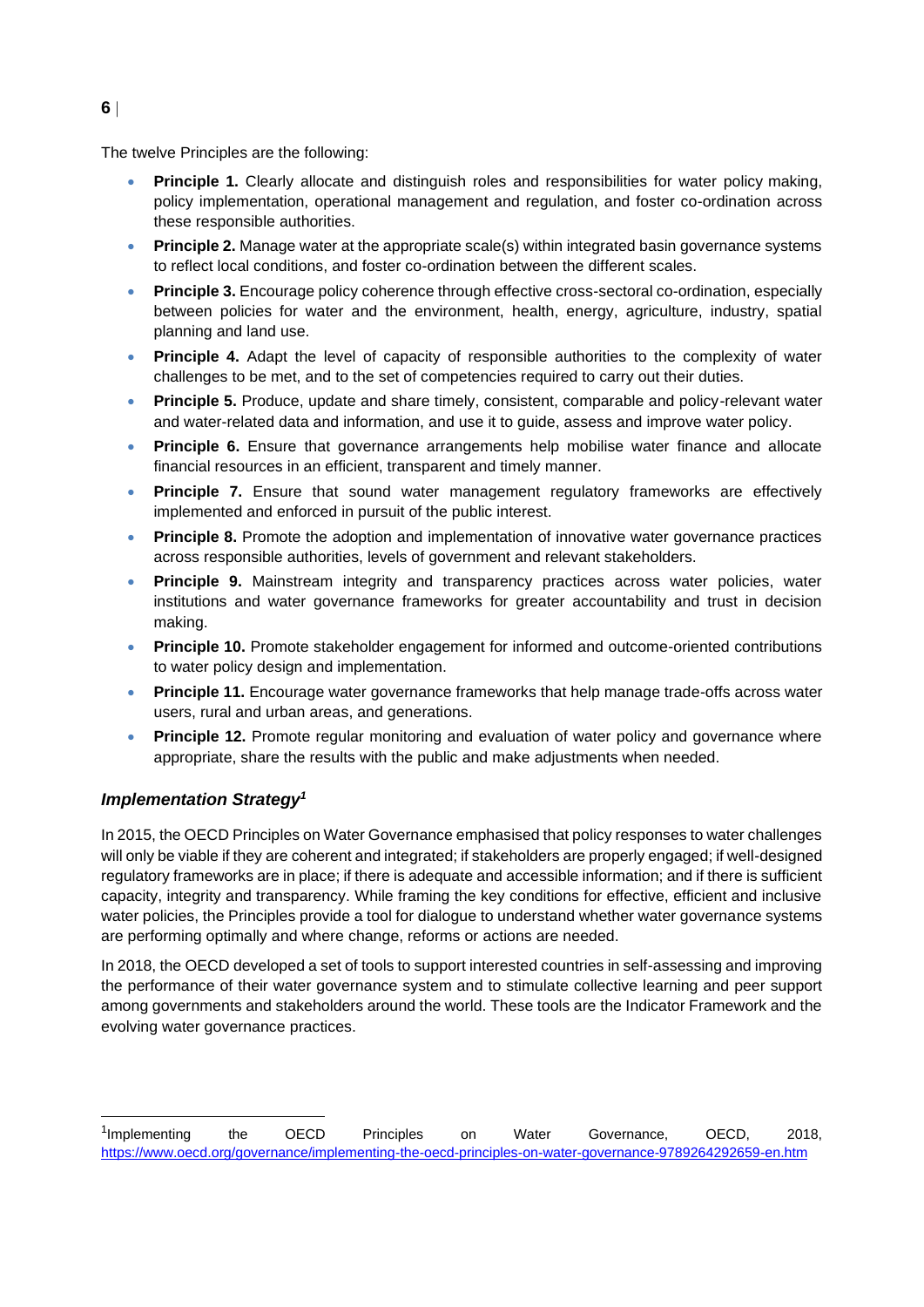The twelve Principles are the following:

- **Principle 1.** Clearly allocate and distinguish roles and responsibilities for water policy making, policy implementation, operational management and regulation, and foster co-ordination across these responsible authorities.
- **Principle 2.** Manage water at the appropriate scale(s) within integrated basin governance systems to reflect local conditions, and foster co-ordination between the different scales.
- **Principle 3.** Encourage policy coherence through effective cross-sectoral co-ordination, especially between policies for water and the environment, health, energy, agriculture, industry, spatial planning and land use.
- **Principle 4.** Adapt the level of capacity of responsible authorities to the complexity of water challenges to be met, and to the set of competencies required to carry out their duties.
- **Principle 5.** Produce, update and share timely, consistent, comparable and policy-relevant water and water-related data and information, and use it to guide, assess and improve water policy.
- **Principle 6.** Ensure that governance arrangements help mobilise water finance and allocate financial resources in an efficient, transparent and timely manner.
- **Principle 7.** Ensure that sound water management regulatory frameworks are effectively implemented and enforced in pursuit of the public interest.
- **Principle 8.** Promote the adoption and implementation of innovative water governance practices across responsible authorities, levels of government and relevant stakeholders.
- **Principle 9.** Mainstream integrity and transparency practices across water policies, water institutions and water governance frameworks for greater accountability and trust in decision making.
- **Principle 10.** Promote stakeholder engagement for informed and outcome-oriented contributions to water policy design and implementation.
- **Principle 11.** Encourage water governance frameworks that help manage trade-offs across water users, rural and urban areas, and generations.
- **Principle 12.** Promote regular monitoring and evaluation of water policy and governance where appropriate, share the results with the public and make adjustments when needed.

### *Implementation Strategy*[1]

In 2015, the OECD Principles on Water Governance emphasised that policy responses to water challenges will only be viable if they are coherent and integrated; if stakeholders are properly engaged; if well-designed regulatory frameworks are in place; if there is adequate and accessible information; and if there is sufficient capacity, integrity and transparency. While framing the key conditions for effective, efficient and inclusive water policies, the Principles provide a tool for dialogue to understand whether water governance systems are performing optimally and where change, reforms or actions are needed.

In 2018, the OECD developed a set of tools to support interested countries in self-assessing and improving the performance of their water governance system and to stimulate collective learning and peer support among governments and stakeholders around the world. These tools are the Indicator Framework and the evolving water governance practices.

---

[1] Implementing the OECD Principles on Water Governance, OECD, 2018, https://www.oecd.org/governance/implementing-the-oecd-principles-on-water-governance-9789264292659-en.htm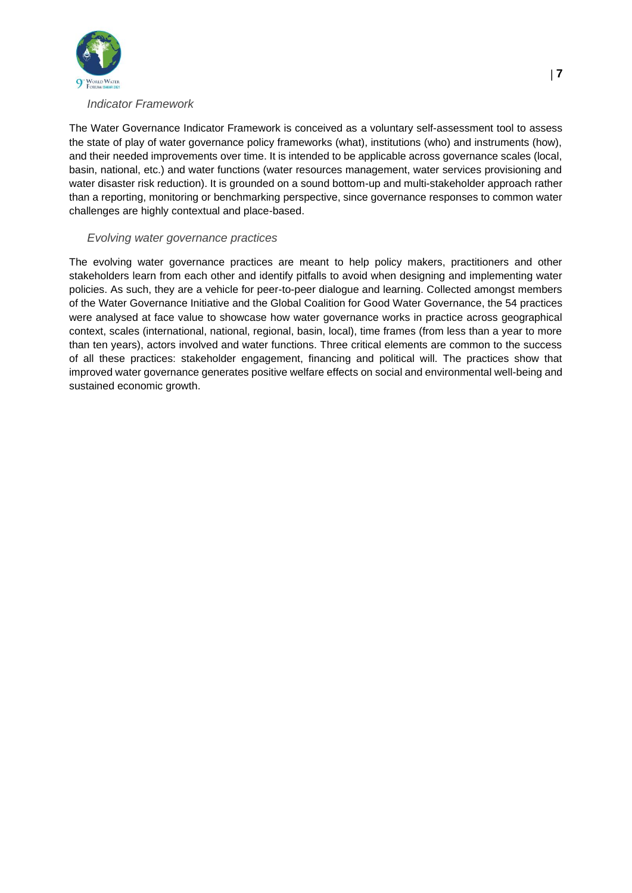### *Indicator Framework*

The Water Governance Indicator Framework is conceived as a voluntary self-assessment tool to assess the state of play of water governance policy frameworks (what), institutions (who) and instruments (how), and their needed improvements over time. It is intended to be applicable across governance scales (local, basin, national, etc.) and water functions (water resources management, water services provisioning and water disaster risk reduction). It is grounded on a sound bottom-up and multi-stakeholder approach rather than a reporting, monitoring or benchmarking perspective, since governance responses to common water challenges are highly contextual and place-based.

### *Evolving water governance practices*

The evolving water governance practices are meant to help policy makers, practitioners and other stakeholders learn from each other and identify pitfalls to avoid when designing and implementing water policies. As such, they are a vehicle for peer-to-peer dialogue and learning. Collected amongst members of the Water Governance Initiative and the Global Coalition for Good Water Governance, the 54 practices were analysed at face value to showcase how water governance works in practice across geographical context, scales (international, national, regional, basin, local), time frames (from less than a year to more than ten years), actors involved and water functions. Three critical elements are common to the success of all these practices: stakeholder engagement, financing and political will. The practices show that improved water governance generates positive welfare effects on social and environmental well-being and sustained economic growth.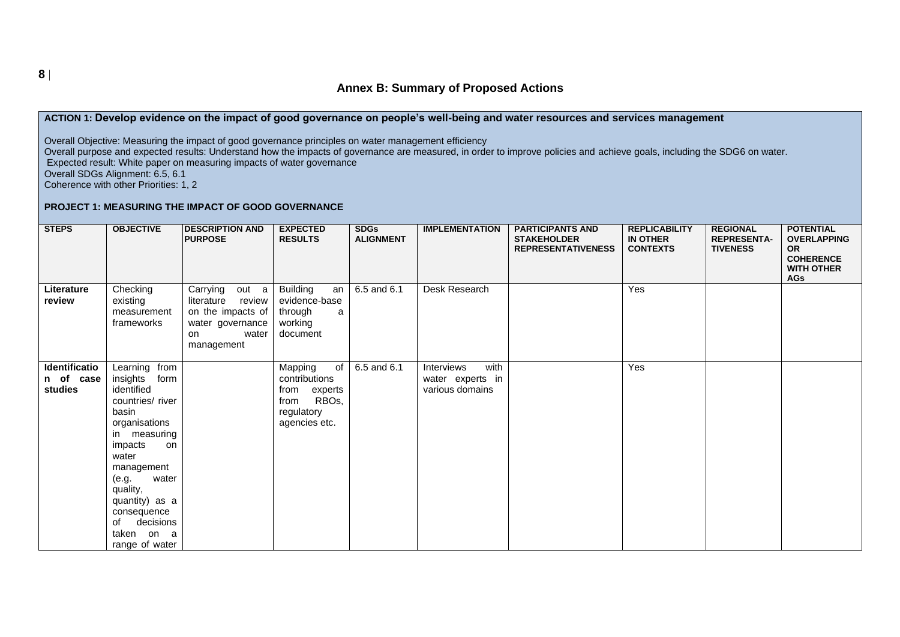## Annex B: Summary of Proposed Actions

**ACTION 1: Develop evidence on the impact of good governance on people's well-being and water resources and services management**

Overall Objective: Measuring the impact of good governance principles on water management efficiency

Overall purpose and expected results: Understand how the impacts of governance are measured, in order to improve policies and achieve goals, including the SDG6 on water.

Expected result: White paper on measuring impacts of water governance

Overall SDGs Alignment: 6.5, 6.1

Coherence with other Priorities: 1, 2

**PROJECT 1: MEASURING THE IMPACT OF GOOD GOVERNANCE**

| STEPS | OBJECTIVE | DESCRIPTION AND PURPOSE | EXPECTED RESULTS | SDGs ALIGNMENT | IMPLEMENTATION | PARTICIPANTS AND STAKEHOLDER REPRESENTATIVENESS | REPLICABILITY IN OTHER CONTEXTS | REGIONAL REPRESENTA-TIVENESS | POTENTIAL OVERLAPPING OR COHERENCE WITH OTHER AGs |
|---|---|---|---|---|---|---|---|---|---|
| **Literature review** | Checking existing measurement frameworks | Carrying out a literature review on the impacts of water governance on water management | Building an evidence-base through a working document | 6.5 and 6.1 | Desk Research | | Yes | | |
| **Identification of case studies** | Learning from insights form identified countries/ river basin organisations in measuring impacts on water management (e.g. water quality, quantity) as a consequence of decisions taken on a range of water | | Mapping of contributions from experts from RBOs, regulatory agencies etc. | 6.5 and 6.1 | Interviews with water experts in various domains | | Yes | | |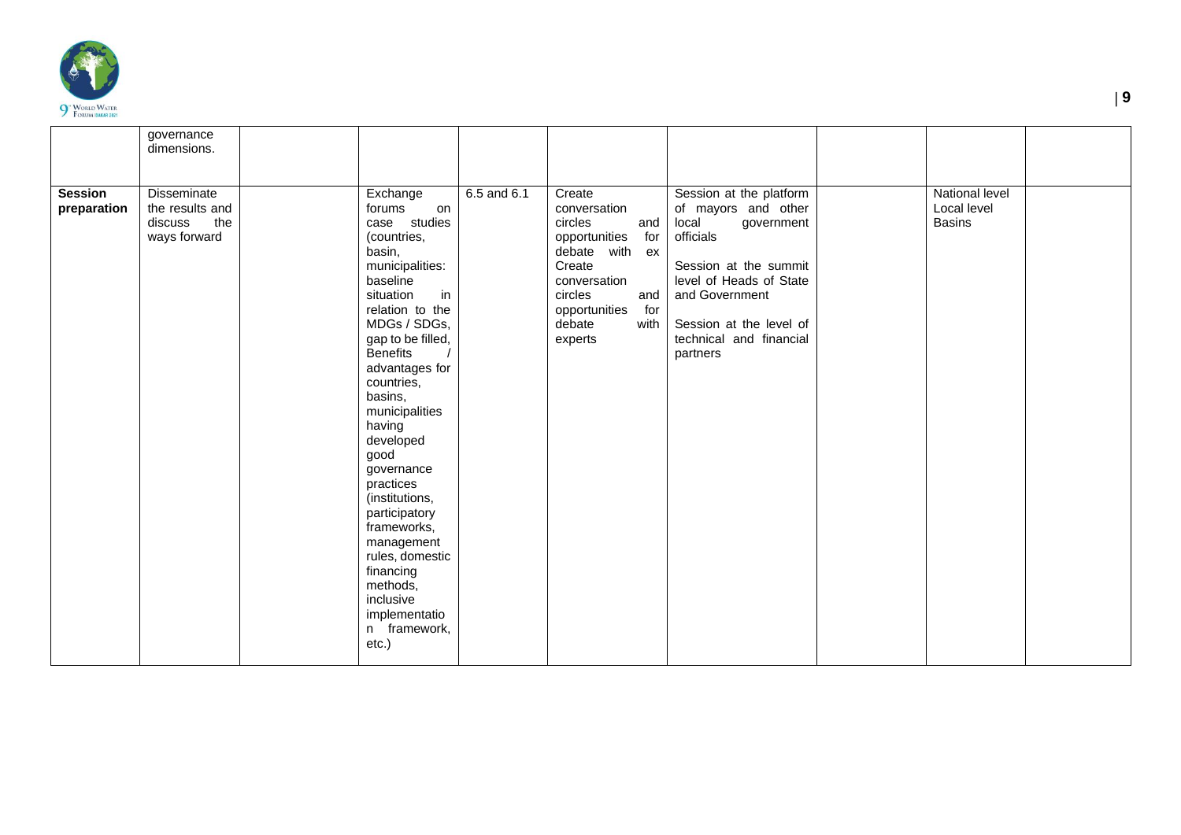| | governance dimensions. | | | | | | | | |
|---|---|---|---|---|---|---|---|---|---|
| **Session preparation** | Disseminate the results and discuss the ways forward | | Exchange forums on case studies (countries, basin, municipalities: baseline situation in relation to the MDGs / SDGs, gap to be filled, Benefits / advantages for countries, basins, municipalities having developed good governance practices (institutions, participatory frameworks, management rules, domestic financing methods, inclusive implementation framework, etc.) | 6.5 and 6.1 | Create conversation circles and opportunities for debate with ex Create conversation circles and opportunities for debate with experts | Session at the platform of mayors and other local government officials<br><br>Session at the summit level of Heads of State and Government<br><br>Session at the level of technical and financial partners | | National level<br>Local level<br>Basins | |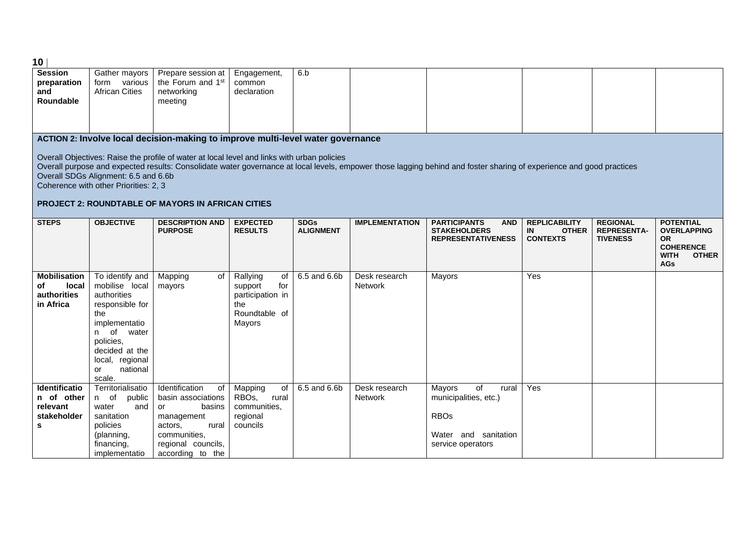| Session preparation and Roundable | Gather mayors form various African Cities | Prepare session at the Forum and 1st networking meeting | Engagement, common declaration | 6.b | | | | | |
|---|---|---|---|---|---|---|---|---|---|

**ACTION 2: Involve local decision-making to improve multi-level water governance**

Overall Objectives: Raise the profile of water at local level and links with urban policies
Overall purpose and expected results: Consolidate water governance at local levels, empower those lagging behind and foster sharing of experience and good practices
Overall SDGs Alignment: 6.5 and 6.6b
Coherence with other Priorities: 2, 3

**PROJECT 2: ROUNDTABLE OF MAYORS IN AFRICAN CITIES**

| STEPS | OBJECTIVE | DESCRIPTION AND PURPOSE | EXPECTED RESULTS | SDGs ALIGNMENT | IMPLEMENTATION | PARTICIPANTS AND STAKEHOLDERS REPRESENTATIVENESS | REPLICABILITY IN OTHER CONTEXTS | REGIONAL REPRESENTA-TIVENESS | POTENTIAL OVERLAPPING OR COHERENCE WITH OTHER AGs |
|---|---|---|---|---|---|---|---|---|---|
| **Mobilisation of local authorities in Africa** | To identify and mobilise local authorities responsible for the implementation of water policies, decided at the local, regional or national scale. | Mapping of mayors | Rallying of support for participation in the Roundtable of Mayors | 6.5 and 6.6b | Desk research<br>Network | Mayors | Yes | | |
| **Identification of other relevant stakeholders** | Territorialisation of public water and sanitation policies (planning, financing, implementatio | Identification of basin associations or basins management actors, rural communities, regional councils, according to the | Mapping of RBOs, rural communities, regional councils | 6.5 and 6.6b | Desk research<br>Network | Mayors of rural municipalities, etc.)<br><br>RBOs<br><br>Water and sanitation service operators | Yes | | |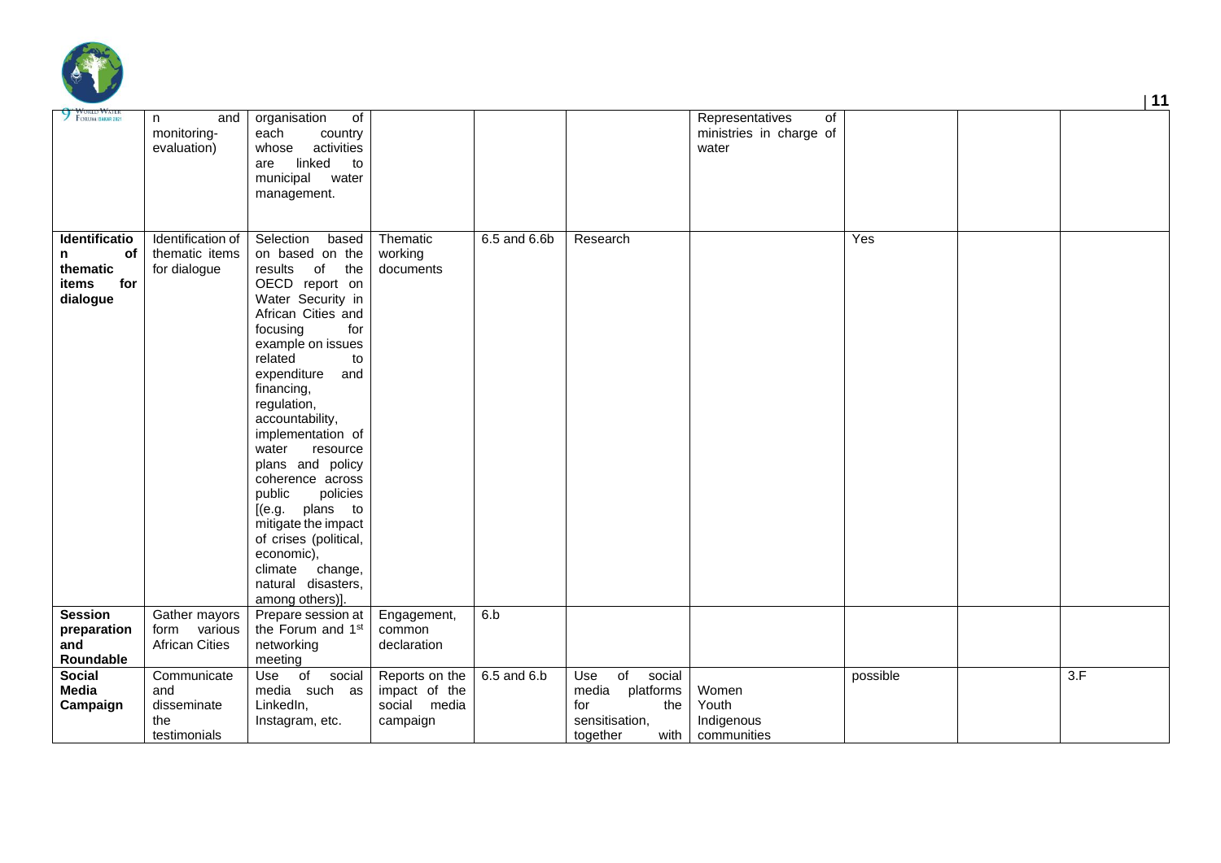| | | | | | | | | | |
|---|---|---|---|---|---|---|---|---|---|
| | n and monitoring-evaluation) | organisation of each country whose activities are linked to municipal water management. | | | | Representatives of ministries in charge of water | | | |
| **Identification of thematic items for dialogue** | Identification of thematic items for dialogue | Selection based on based on the results of the OECD report on Water Security in African Cities and focusing for example on issues related to expenditure and financing, regulation, accountability, implementation of water resource plans and policy coherence across public policies [(e.g. plans to mitigate the impact of crises (political, economic), climate change, natural disasters, among others)]. | Thematic working documents | 6.5 and 6.6b | Research | | Yes | | |
| **Session preparation and Roundable** | Gather mayors form various African Cities | Prepare session at the Forum and 1st networking meeting | Engagement, common declaration | 6.b | | | | | |
| **Social Media Campaign** | Communicate and disseminate the testimonials | Use of social media such as LinkedIn, Instagram, etc. | Reports on the impact of the social media campaign | 6.5 and 6.b | Use of social media platforms for the sensitisation, together with | Women<br>Youth<br>Indigenous communities | possible | | 3.F |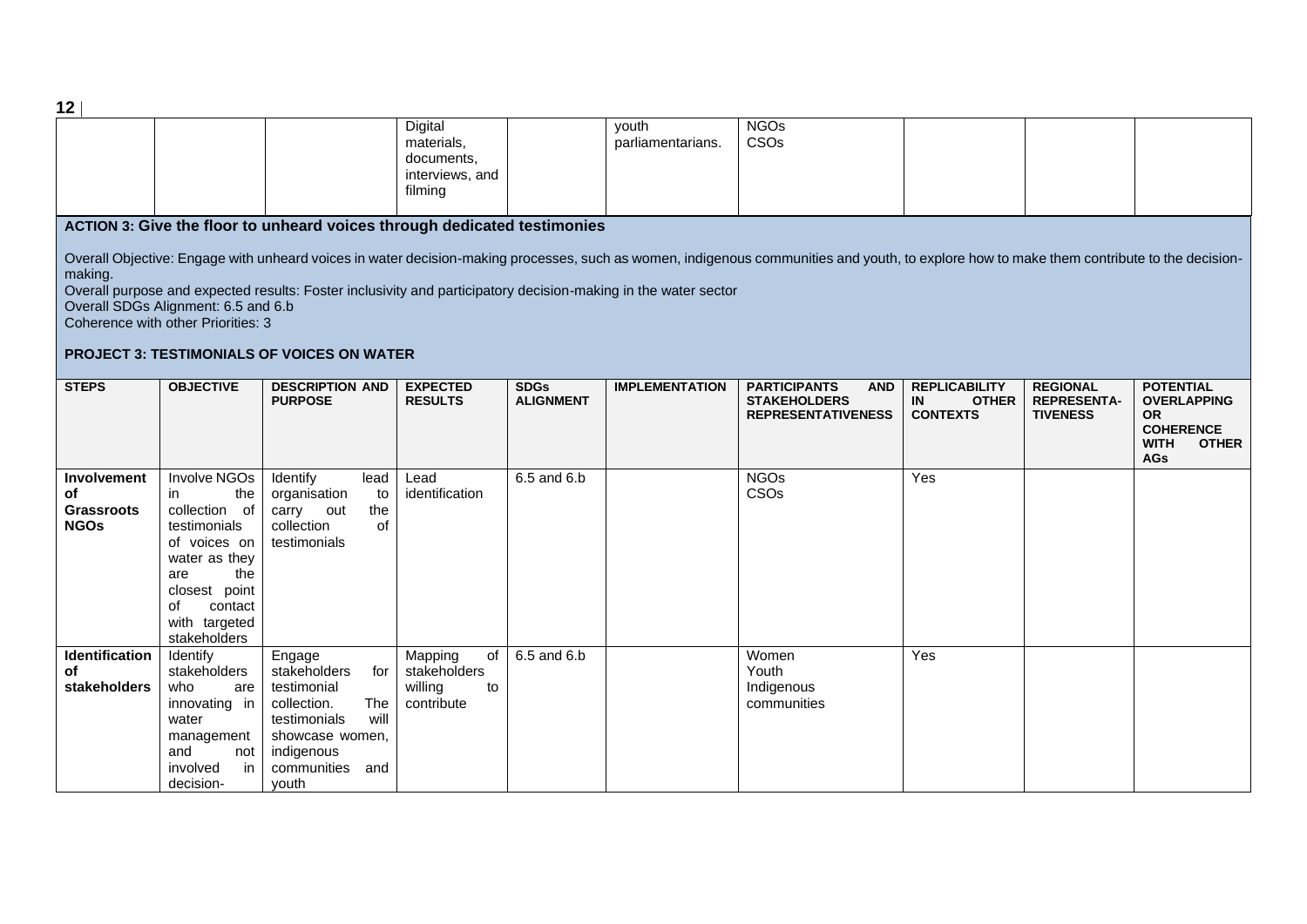| | | | Digital materials, documents, interviews, and filming | | youth parliamentarians. | NGOs<br>CSOs | | | |
|---|---|---|---|---|---|---|---|---|---|

**ACTION 3: Give the floor to unheard voices through dedicated testimonies**

Overall Objective: Engage with unheard voices in water decision-making processes, such as women, indigenous communities and youth, to explore how to make them contribute to the decision-making.

Overall purpose and expected results: Foster inclusivity and participatory decision-making in the water sector

Overall SDGs Alignment: 6.5 and 6.b

Coherence with other Priorities: 3

**PROJECT 3: TESTIMONIALS OF VOICES ON WATER**

| STEPS | OBJECTIVE | DESCRIPTION AND PURPOSE | EXPECTED RESULTS | SDGs ALIGNMENT | IMPLEMENTATION | PARTICIPANTS AND STAKEHOLDERS REPRESENTATIVENESS | REPLICABILITY IN OTHER CONTEXTS | REGIONAL REPRESENTA-TIVENESS | POTENTIAL OVERLAPPING OR COHERENCE WITH OTHER AGs |
|---|---|---|---|---|---|---|---|---|---|
| **Involvement of Grassroots NGOs** | Involve NGOs in the collection of testimonials of voices on water as they are the closest point of contact with targeted stakeholders | Identify lead organisation to carry out the collection of testimonials | Lead identification | 6.5 and 6.b | | NGOs<br>CSOs | Yes | | |
| **Identification of stakeholders** | Identify stakeholders who are innovating in water management and not involved in decision- | Engage stakeholders for testimonial collection. The testimonials will showcase women, indigenous communities and youth | Mapping of stakeholders willing to contribute | 6.5 and 6.b | | Women<br>Youth<br>Indigenous communities | Yes | | |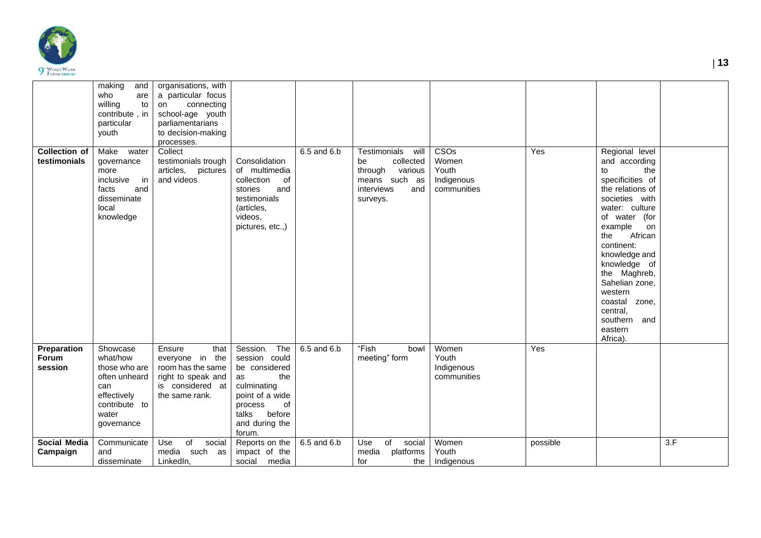|  |  |  |  |  |  |  |  |  |  |
|---|---|---|---|---|---|---|---|---|---|
|  | making and who are willing to contribute , in particular youth | organisations, with a particular focus on connecting school-age youth parliamentarians to decision-making processes. |  |  |  |  |  |  |  |
| **Collection of testimonials** | Make water governance more inclusive in facts and disseminate local knowledge | Collect testimonials trough articles, pictures and videos | Consolidation of multimedia collection of stories and testimonials (articles, videos, pictures, etc.,) | 6.5 and 6.b | Testimonials will be collected through various means such as interviews and surveys. | CSOs<br>Women<br>Youth<br>Indigenous communities | Yes | Regional level and according to the specificities of the relations of societies with water: culture of water (for example on the African continent: knowledge and knowledge of the Maghreb, Sahelian zone, western coastal zone, central, southern and eastern Africa). |  |
| **Preparation Forum session** | Showcase what/how those who are often unheard can effectively contribute to water governance | Ensure that everyone in the room has the same right to speak and is considered at the same rank. | Session. The session could be considered as the culminating point of a wide process of talks before and during the forum. | 6.5 and 6.b | "Fish bowl meeting" form | Women<br>Youth<br>Indigenous communities | Yes |  |  |
| **Social Media Campaign** | Communicate and disseminate | Use of social media such as LinkedIn, | Reports on the impact of the social media | 6.5 and 6.b | Use of social media platforms for the | Women<br>Youth<br>Indigenous | possible |  | 3.F |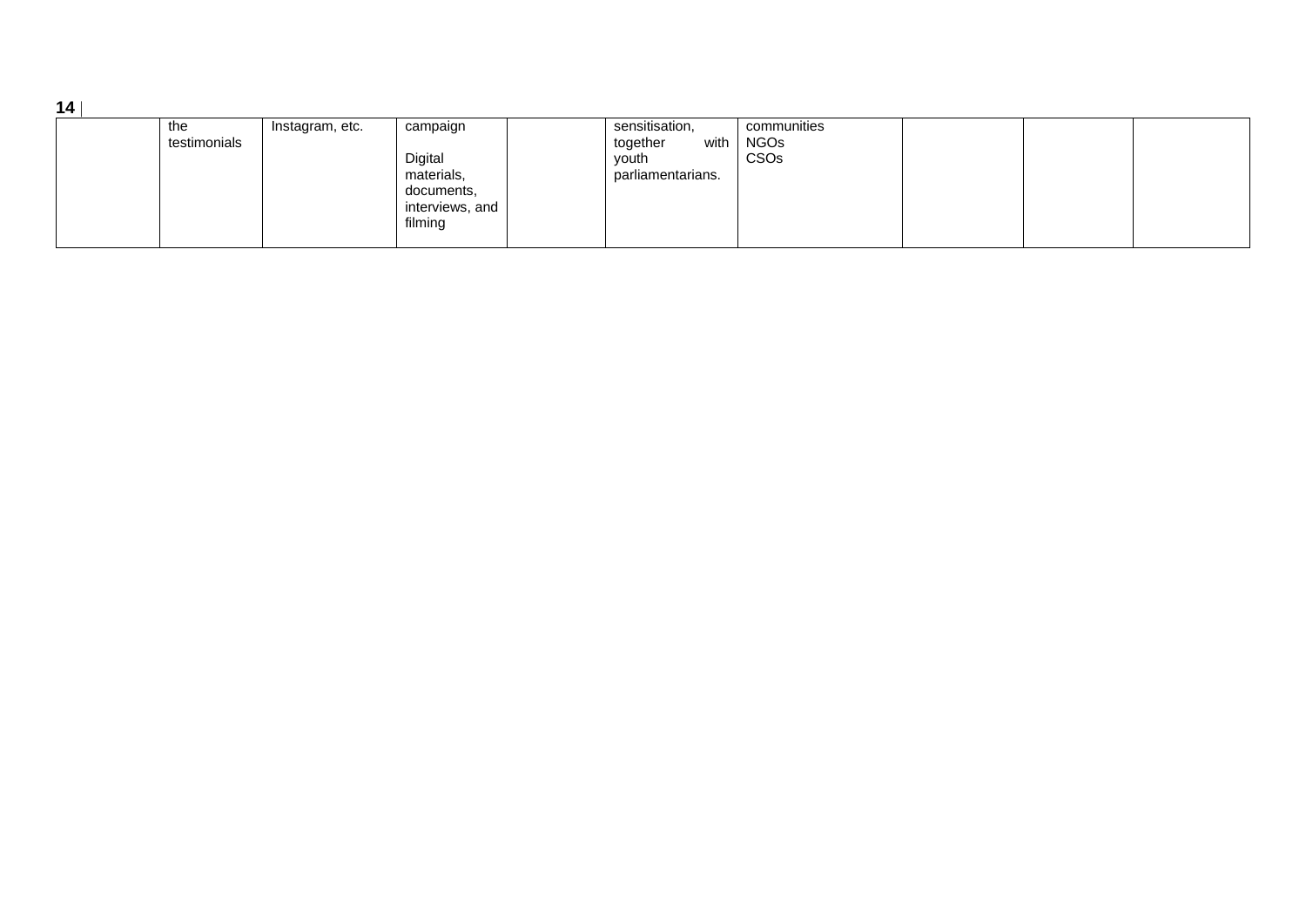| | | | | | | | | | |
|---|---|---|---|---|---|---|---|---|---|
| | the testimonials | Instagram, etc. | campaign<br><br>Digital materials, documents, interviews, and filming | | sensitisation, together with youth parliamentarians. | communities<br>NGOs<br>CSOs | | | |